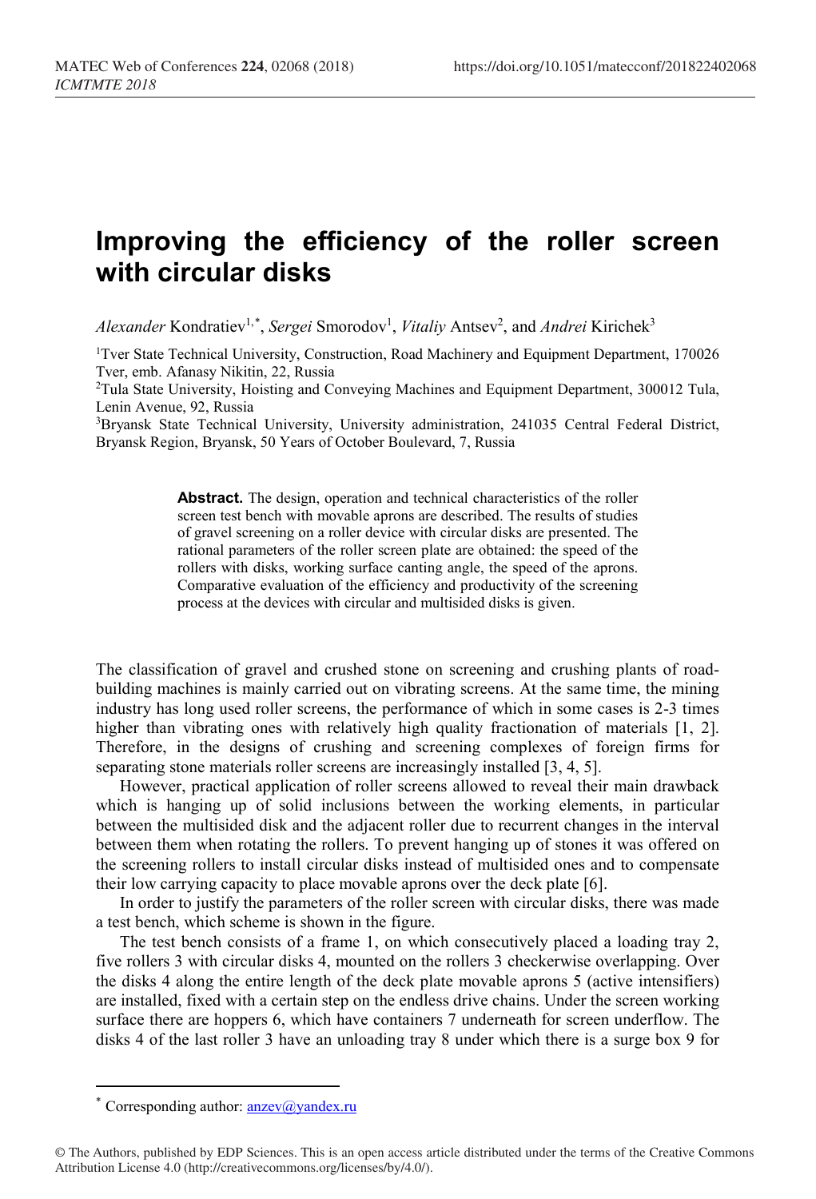# Improving the efficiency of the roller screen with circular disks

*Alexander* Kondratiev[1,*], *Sergei* Smorodov[1], *Vitaliy* Antsev[2], and *Andrei* Kirichek[3]

[1]Tver State Technical University, Construction, Road Machinery and Equipment Department, 170026 Tver, emb. Afanasy Nikitin, 22, Russia

[2]Tula State University, Hoisting and Conveying Machines and Equipment Department, 300012 Tula, Lenin Avenue, 92, Russia

[3]Bryansk State Technical University, University administration, 241035 Central Federal District, Bryansk Region, Bryansk, 50 Years of October Boulevard, 7, Russia

> **Abstract.** The design, operation and technical characteristics of the roller screen test bench with movable aprons are described. The results of studies of gravel screening on a roller device with circular disks are presented. The rational parameters of the roller screen plate are obtained: the speed of the rollers with disks, working surface canting angle, the speed of the aprons. Comparative evaluation of the efficiency and productivity of the screening process at the devices with circular and multisided disks is given.

The classification of gravel and crushed stone on screening and crushing plants of road-building machines is mainly carried out on vibrating screens. At the same time, the mining industry has long used roller screens, the performance of which in some cases is 2-3 times higher than vibrating ones with relatively high quality fractionation of materials [1, 2]. Therefore, in the designs of crushing and screening complexes of foreign firms for separating stone materials roller screens are increasingly installed [3, 4, 5].

However, practical application of roller screens allowed to reveal their main drawback which is hanging up of solid inclusions between the working elements, in particular between the multisided disk and the adjacent roller due to recurrent changes in the interval between them when rotating the rollers. To prevent hanging up of stones it was offered on the screening rollers to install circular disks instead of multisided ones and to compensate their low carrying capacity to place movable aprons over the deck plate [6].

In order to justify the parameters of the roller screen with circular disks, there was made a test bench, which scheme is shown in the figure.

The test bench consists of a frame 1, on which consecutively placed a loading tray 2, five rollers 3 with circular disks 4, mounted on the rollers 3 checkerwise overlapping. Over the disks 4 along the entire length of the deck plate movable aprons 5 (active intensifiers) are installed, fixed with a certain step on the endless drive chains. Under the screen working surface there are hoppers 6, which have containers 7 underneath for screen underflow. The disks 4 of the last roller 3 have an unloading tray 8 under which there is a surge box 9 for

* Corresponding author: anzev@yandex.ru

© The Authors, published by EDP Sciences. This is an open access article distributed under the terms of the Creative Commons Attribution License 4.0 (http://creativecommons.org/licenses/by/4.0/).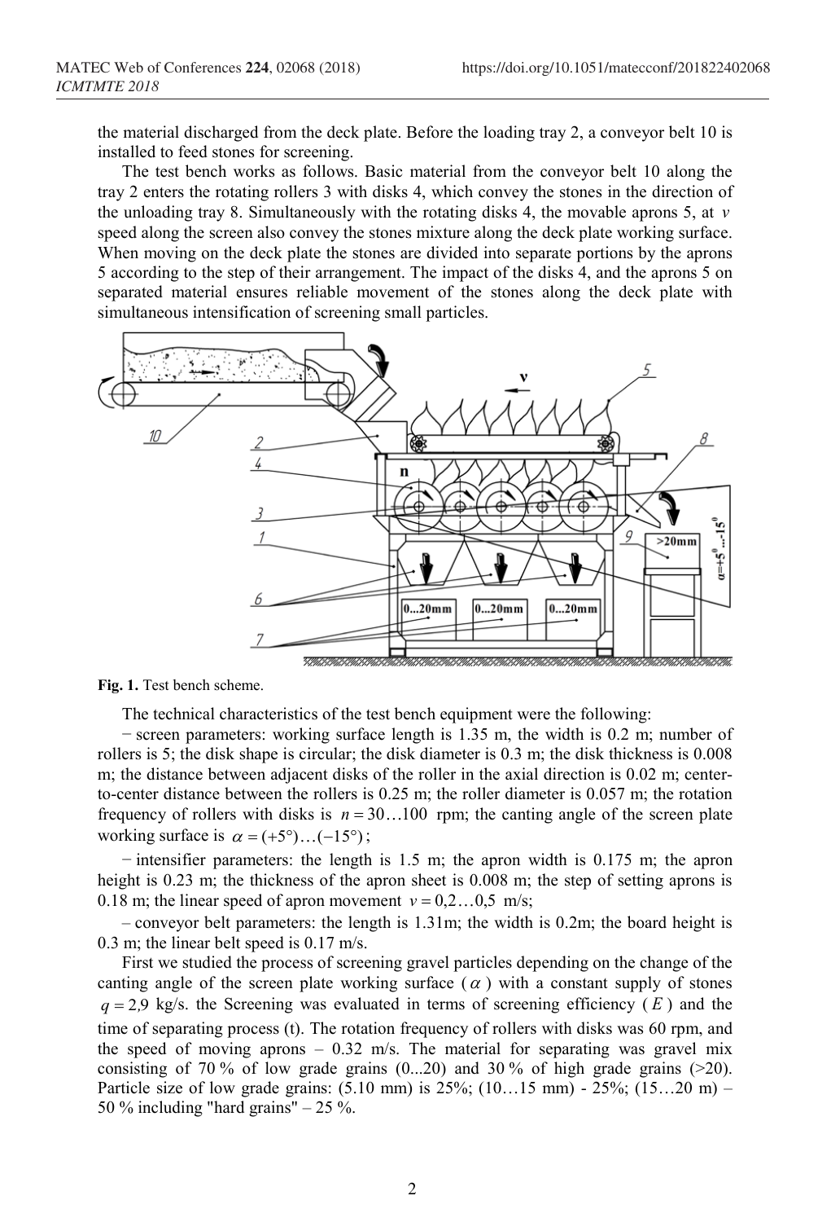the material discharged from the deck plate. Before the loading tray 2, a conveyor belt 10 is installed to feed stones for screening.

The test bench works as follows. Basic material from the conveyor belt 10 along the tray 2 enters the rotating rollers 3 with disks 4, which convey the stones in the direction of the unloading tray 8. Simultaneously with the rotating disks 4, the movable aprons 5, at $v$ speed along the screen also convey the stones mixture along the deck plate working surface. When moving on the deck plate the stones are divided into separate portions by the aprons 5 according to the step of their arrangement. The impact of the disks 4, and the aprons 5 on separated material ensures reliable movement of the stones along the deck plate with simultaneous intensification of screening small particles.

**Fig. 1.** Test bench scheme.

The technical characteristics of the test bench equipment were the following:

− screen parameters: working surface length is 1.35 m, the width is 0.2 m; number of rollers is 5; the disk shape is circular; the disk diameter is 0.3 m; the disk thickness is 0.008 m; the distance between adjacent disks of the roller in the axial direction is 0.02 m; center-to-center distance between the rollers is 0.25 m; the roller diameter is 0.057 m; the rotation frequency of rollers with disks is $n = 30 \ldots 100$ rpm; the canting angle of the screen plate working surface is $\alpha = (+5°) \ldots (-15°)$;

− intensifier parameters: the length is 1.5 m; the apron width is 0.175 m; the apron height is 0.23 m; the thickness of the apron sheet is 0.008 m; the step of setting aprons is 0.18 m; the linear speed of apron movement $v = 0{,}2 \ldots 0{,}5$ m/s;

– conveyor belt parameters: the length is 1.31m; the width is 0.2m; the board height is 0.3 m; the linear belt speed is 0.17 m/s.

First we studied the process of screening gravel particles depending on the change of the canting angle of the screen plate working surface ($\alpha$) with a constant supply of stones $q = 2{,}9$ kg/s. the Screening was evaluated in terms of screening efficiency ($E$) and the time of separating process (t). The rotation frequency of rollers with disks was 60 rpm, and the speed of moving aprons – 0.32 m/s. The material for separating was gravel mix consisting of 70 % of low grade grains (0...20) and 30 % of high grade grains (>20). Particle size of low grade grains: (5.10 mm) is 25%; (10…15 mm) - 25%; (15…20 m) – 50 % including "hard grains" – 25 %.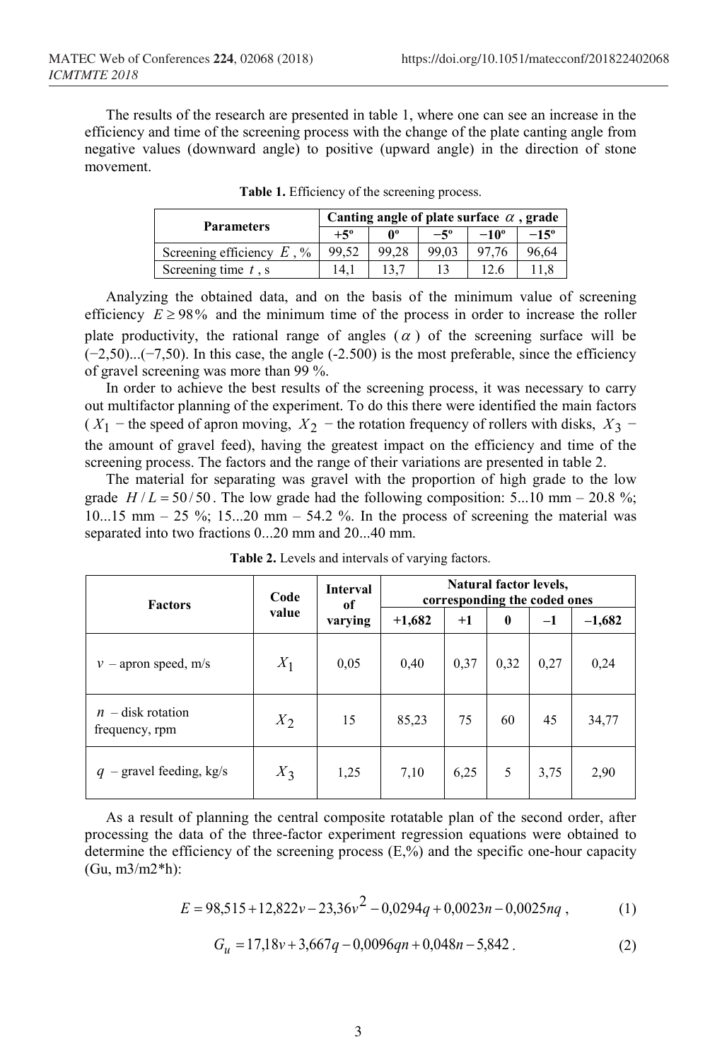The results of the research are presented in table 1, where one can see an increase in the efficiency and time of the screening process with the change of the plate canting angle from negative values (downward angle) to positive (upward angle) in the direction of stone movement.

**Table 1.** Efficiency of the screening process.

| Parameters | Canting angle of plate surface $\alpha$, grade | | | | |
|---|---|---|---|---|---|
| | +5º | 0º | −5º | −10º | −15º |
| Screening efficiency $E$, % | 99,52 | 99,28 | 99,03 | 97,76 | 96,64 |
| Screening time $t$, s | 14,1 | 13,7 | 13 | 12.6 | 11,8 |

Analyzing the obtained data, and on the basis of the minimum value of screening efficiency $E \geq 98\%$ and the minimum time of the process in order to increase the roller plate productivity, the rational range of angles ($\alpha$) of the screening surface will be (−2,50)...(−7,50). In this case, the angle (-2.500) is the most preferable, since the efficiency of gravel screening was more than 99 %.

In order to achieve the best results of the screening process, it was necessary to carry out multifactor planning of the experiment. To do this there were identified the main factors ($X_1$ − the speed of apron moving, $X_2$ − the rotation frequency of rollers with disks, $X_3$ − the amount of gravel feed), having the greatest impact on the efficiency and time of the screening process. The factors and the range of their variations are presented in table 2.

The material for separating was gravel with the proportion of high grade to the low grade $H/L = 50/50$. The low grade had the following composition: 5...10 mm – 20.8 %; 10...15 mm – 25 %; 15...20 mm – 54.2 %. In the process of screening the material was separated into two fractions 0...20 mm and 20...40 mm.

**Table 2.** Levels and intervals of varying factors.

| Factors | Code value | Interval of varying | Natural factor levels, corresponding the coded ones | | | | |
|---|---|---|---|---|---|---|---|
| | | | +1,682 | +1 | 0 | –1 | –1,682 |
| $v$ – apron speed, m/s | $X_1$ | 0,05 | 0,40 | 0,37 | 0,32 | 0,27 | 0,24 |
| $n$ – disk rotation frequency, rpm | $X_2$ | 15 | 85,23 | 75 | 60 | 45 | 34,77 |
| $q$ – gravel feeding, kg/s | $X_3$ | 1,25 | 7,10 | 6,25 | 5 | 3,75 | 2,90 |

As a result of planning the central composite rotatable plan of the second order, after processing the data of the three-factor experiment regression equations were obtained to determine the efficiency of the screening process (E,%) and the specific one-hour capacity (Gu, m3/m2*h):

$$E = 98{,}515 + 12{,}822v - 23{,}36v^2 - 0{,}0294q + 0{,}0023n - 0{,}0025nq\,, \quad (1)$$

$$G_u = 17{,}18v + 3{,}667q - 0{,}0096qn + 0{,}048n - 5{,}842\,. \quad (2)$$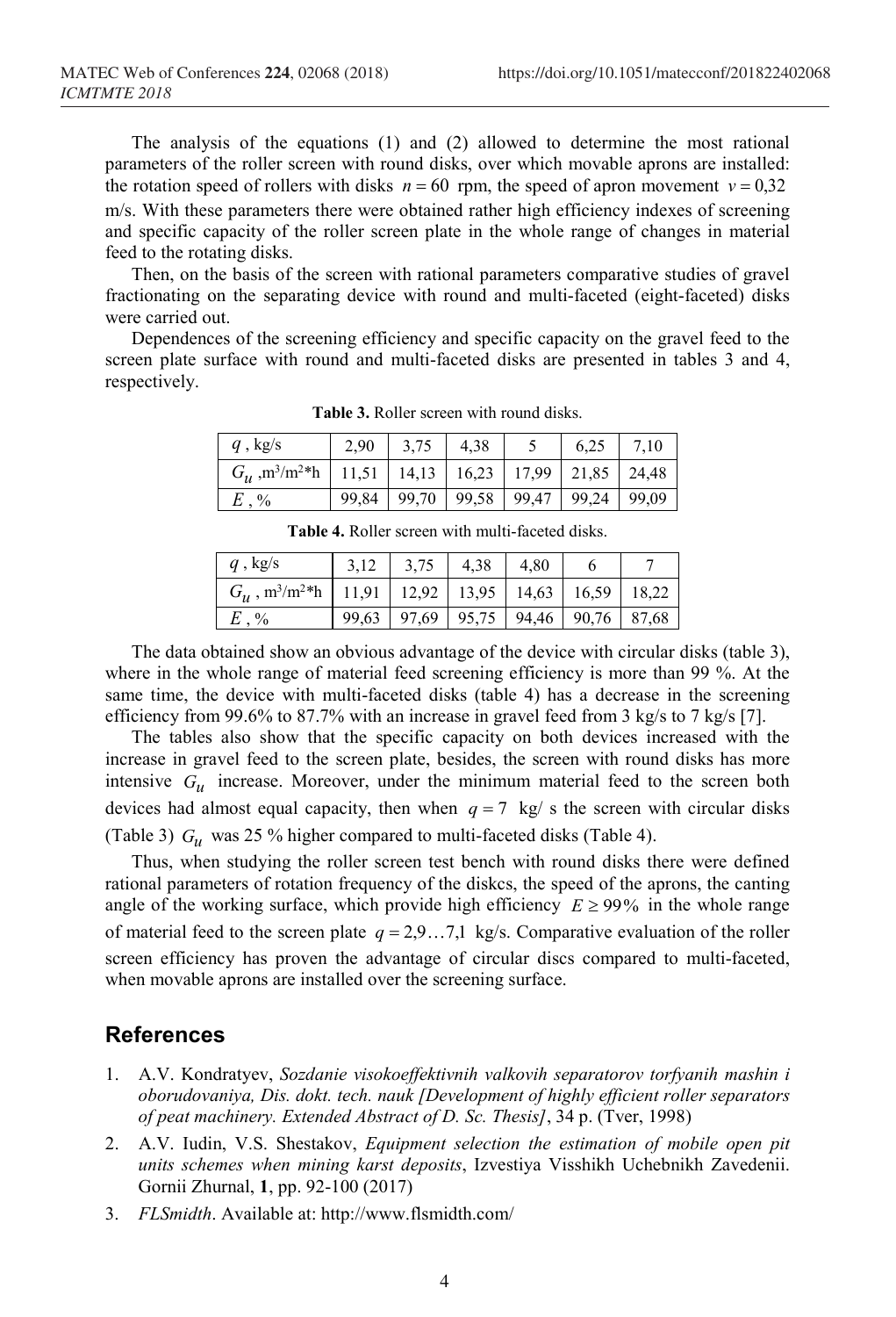The analysis of the equations (1) and (2) allowed to determine the most rational parameters of the roller screen with round disks, over which movable aprons are installed: the rotation speed of rollers with disks $n = 60$ rpm, the speed of apron movement $v = 0{,}32$ m/s. With these parameters there were obtained rather high efficiency indexes of screening and specific capacity of the roller screen plate in the whole range of changes in material feed to the rotating disks.

Then, on the basis of the screen with rational parameters comparative studies of gravel fractionating on the separating device with round and multi-faceted (eight-faceted) disks were carried out.

Dependences of the screening efficiency and specific capacity on the gravel feed to the screen plate surface with round and multi-faceted disks are presented in tables 3 and 4, respectively.

**Table 3.** Roller screen with round disks.

| $q$, kg/s | 2,90 | 3,75 | 4,38 | 5 | 6,25 | 7,10 |
|---|---|---|---|---|---|---|
| $G_u$, m³/m²*h | 11,51 | 14,13 | 16,23 | 17,99 | 21,85 | 24,48 |
| $E$, % | 99,84 | 99,70 | 99,58 | 99,47 | 99,24 | 99,09 |

**Table 4.** Roller screen with multi-faceted disks.

| $q$, kg/s | 3,12 | 3,75 | 4,38 | 4,80 | 6 | 7 |
|---|---|---|---|---|---|---|
| $G_u$, m³/m²*h | 11,91 | 12,92 | 13,95 | 14,63 | 16,59 | 18,22 |
| $E$, % | 99,63 | 97,69 | 95,75 | 94,46 | 90,76 | 87,68 |

The data obtained show an obvious advantage of the device with circular disks (table 3), where in the whole range of material feed screening efficiency is more than 99 %. At the same time, the device with multi-faceted disks (table 4) has a decrease in the screening efficiency from 99.6% to 87.7% with an increase in gravel feed from 3 kg/s to 7 kg/s [7].

The tables also show that the specific capacity on both devices increased with the increase in gravel feed to the screen plate, besides, the screen with round disks has more intensive $G_u$ increase. Moreover, under the minimum material feed to the screen both devices had almost equal capacity, then when $q = 7$ kg/ s the screen with circular disks (Table 3) $G_u$ was 25 % higher compared to multi-faceted disks (Table 4).

Thus, when studying the roller screen test bench with round disks there were defined rational parameters of rotation frequency of the diskcs, the speed of the aprons, the canting angle of the working surface, which provide high efficiency $E \geq 99\%$ in the whole range of material feed to the screen plate $q = 2{,}9 \ldots 7{,}1$ kg/s. Comparative evaluation of the roller screen efficiency has proven the advantage of circular discs compared to multi-faceted, when movable aprons are installed over the screening surface.

## References

1. A.V. Kondratyev, *Sozdanie visokoeffektivnih valkovih separatorov torfyanih mashin i oborudovaniya, Dis. dokt. tech. nauk [Development of highly efficient roller separators of peat machinery. Extended Abstract of D. Sc. Thesis]*, 34 p. (Tver, 1998)
2. A.V. Iudin, V.S. Shestakov, *Equipment selection the estimation of mobile open pit units schemes when mining karst deposits*, Izvestiya Visshikh Uchebnikh Zavedenii. Gornii Zhurnal, **1**, pp. 92-100 (2017)
3. *FLSmidth*. Available at: http://www.flsmidth.com/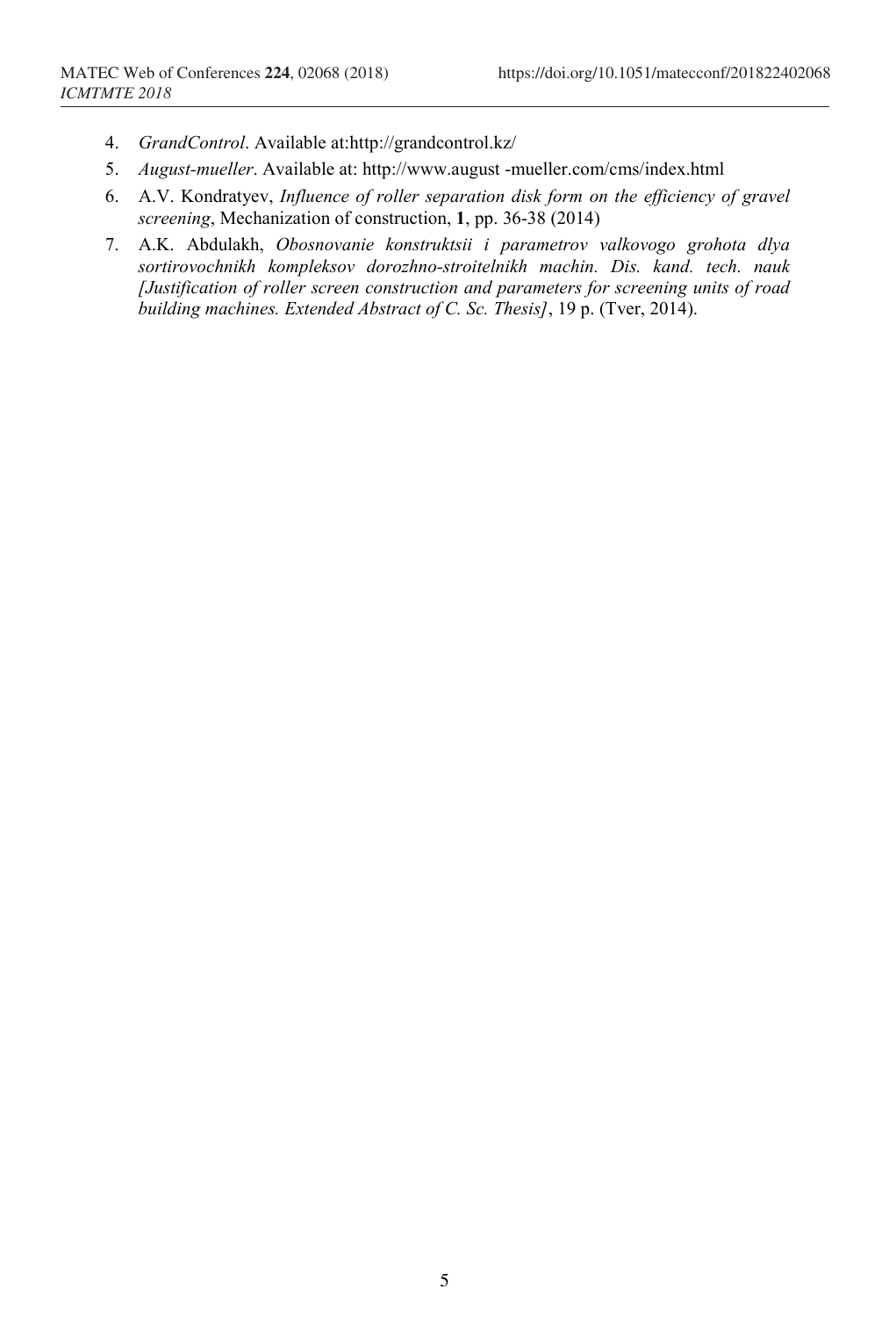4. *GrandControl*. Available at:http://grandcontrol.kz/
5. *August-mueller*. Available at: http://www.august -mueller.com/cms/index.html
6. A.V. Kondratyev, *Influence of roller separation disk form on the efficiency of gravel screening*, Mechanization of construction, **1**, pp. 36-38 (2014)
7. A.K. Abdulakh, *Obosnovanie konstruktsii i parametrov valkovogo grohota dlya sortirovochnikh kompleksov dorozhno-stroitelnikh machin. Dis. kand. tech. nauk [Justification of roller screen construction and parameters for screening units of road building machines. Extended Abstract of C. Sc. Thesis]*, 19 p. (Tver, 2014).